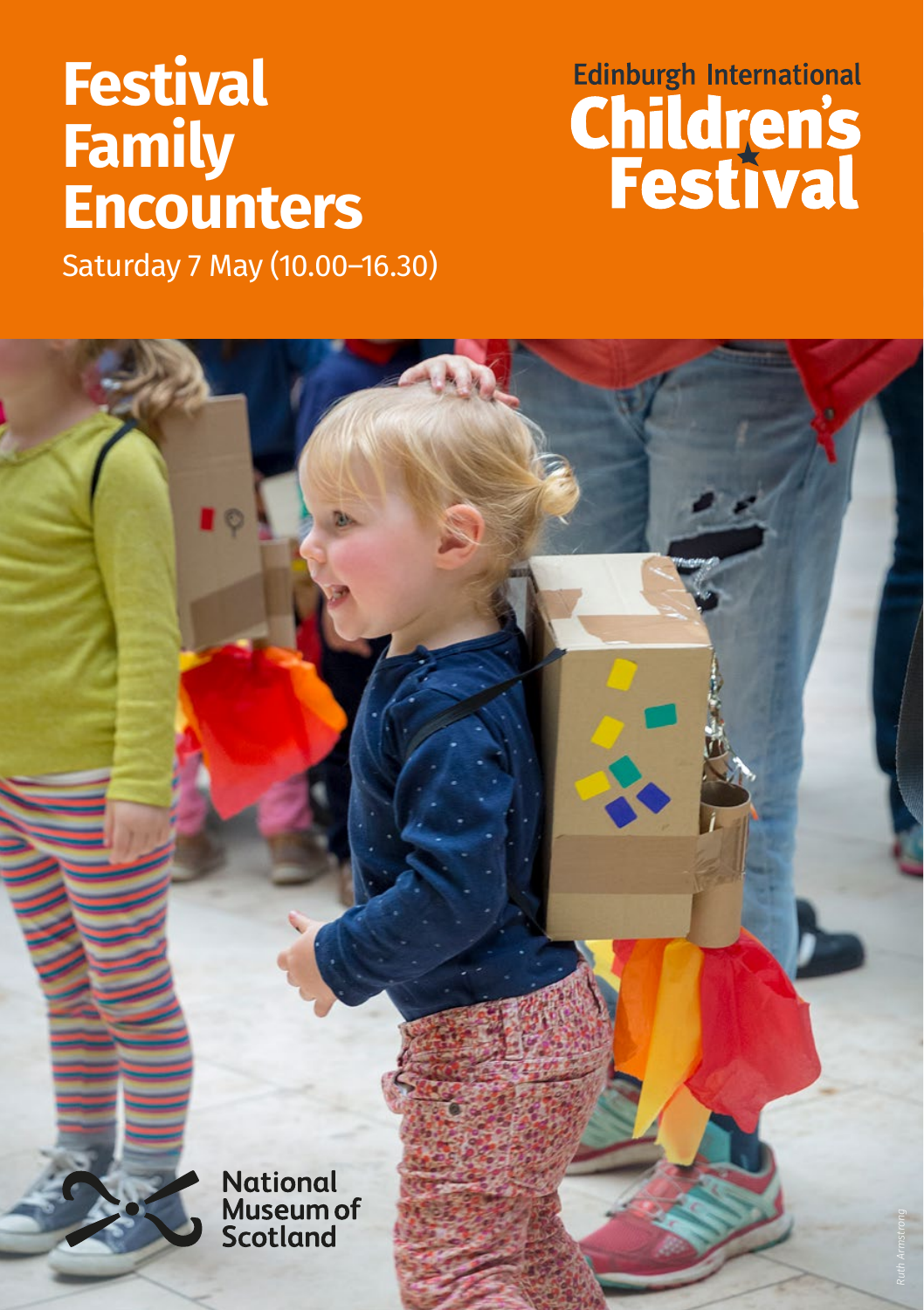# Festival Family Encounters

Saturday 7 May (10.00–16.30)

Edinburgh International Children's Festival

National Museum of Scotland

*Ruth Armstrong*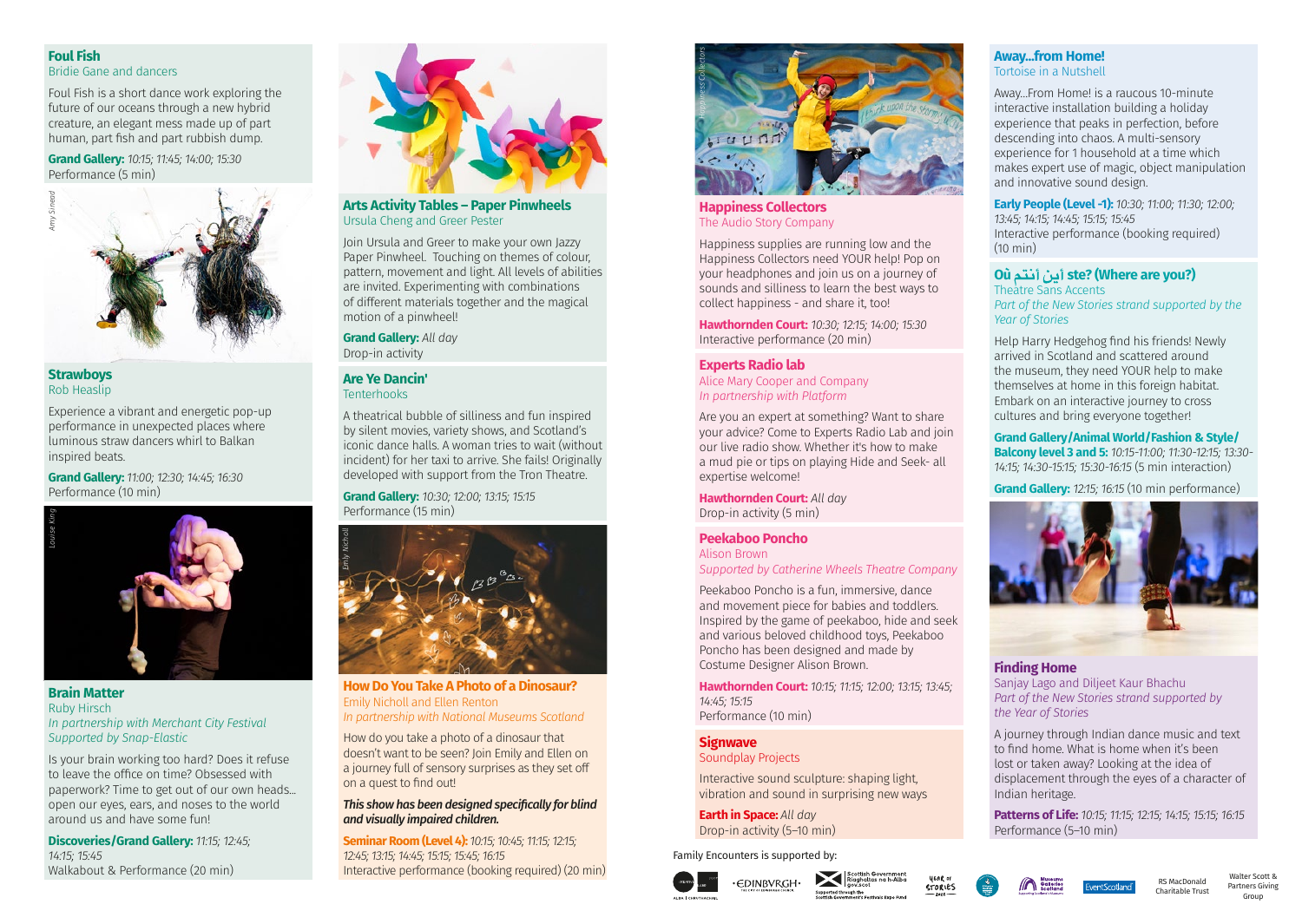## Foul Fish
Bridie Gane and dancers

Foul Fish is a short dance work exploring the future of our oceans through a new hybrid creature, an elegant mess made up of part human, part fish and part rubbish dump.

**Grand Gallery:** *10:15; 11:45; 14:00; 15:30*
Performance (5 min)

Amy Sinead

## Strawboys
Rob Heaslip

Experience a vibrant and energetic pop-up performance in unexpected places where luminous straw dancers whirl to Balkan inspired beats.

**Grand Gallery:** *11:00; 12:30; 14:45; 16:30*
Performance (10 min)

Louise King

## Brain Matter
Ruby Hirsch
*In partnership with Merchant City Festival*
*Supported by Snap-Elastic*

Is your brain working too hard? Does it refuse to leave the office on time? Obsessed with paperwork? Time to get out of our own heads... open our eyes, ears, and noses to the world around us and have some fun!

**Discoveries/Grand Gallery:** *11:15; 12:45; 14:15; 15:45*
Walkabout & Performance (20 min)

## Arts Activity Tables – Paper Pinwheels
Ursula Cheng and Greer Pester

Join Ursula and Greer to make your own Jazzy Paper Pinwheel. Touching on themes of colour, pattern, movement and light. All levels of abilities are invited. Experimenting with combinations of different materials together and the magical motion of a pinwheel!

**Grand Gallery:** *All day*
Drop-in activity

## Are Ye Dancin'
Tenterhooks

A theatrical bubble of silliness and fun inspired by silent movies, variety shows, and Scotland's iconic dance halls. A woman tries to wait (without incident) for her taxi to arrive. She fails! Originally developed with support from the Tron Theatre.

**Grand Gallery:** *10:30; 12:00; 13:15; 15:15*
Performance (15 min)

Emily Nicholl

## How Do You Take A Photo of a Dinosaur?
Emily Nicholl and Ellen Renton
*In partnership with National Museums Scotland*

How do you take a photo of a dinosaur that doesn't want to be seen? Join Emily and Ellen on a journey full of sensory surprises as they set off on a quest to find out!

***This show has been designed specifically for blind and visually impaired children.***

**Seminar Room (Level 4):** *10:15; 10:45; 11:15; 12:15; 12:45; 13:15; 14:45; 15:15; 15:45; 16:15*
Interactive performance (booking required) (20 min)

Happiness Collectors

## Happiness Collectors
The Audio Story Company

Happiness supplies are running low and the Happiness Collectors need YOUR help! Pop on your headphones and join us on a journey of sounds and silliness to learn the best ways to collect happiness - and share it, too!

**Hawthornden Court:** *10:30; 12:15; 14:00; 15:30*
Interactive performance (20 min)

## Experts Radio lab
Alice Mary Cooper and Company
*In partnership with Platform*

Are you an expert at something? Want to share your advice? Come to Experts Radio Lab and join our live radio show. Whether it's how to make a mud pie or tips on playing Hide and Seek- all expertise welcome!

**Hawthornden Court:** *All day*
Drop-in activity (5 min)

## Peekaboo Poncho
Alison Brown
*Supported by Catherine Wheels Theatre Company*

Peekaboo Poncho is a fun, immersive, dance and movement piece for babies and toddlers. Inspired by the game of peekaboo, hide and seek and various beloved childhood toys, Peekaboo Poncho has been designed and made by Costume Designer Alison Brown.

**Hawthornden Court:** *10:15; 11:15; 12:00; 13:15; 13:45; 14:45; 15:15*
Performance (10 min)

## Signwave
Soundplay Projects

Interactive sound sculpture: shaping light, vibration and sound in surprising new ways

**Earth in Space:** *All day*
Drop-in activity (5–10 min)

## Away...from Home!
Tortoise in a Nutshell

Away...From Home! is a raucous 10-minute interactive installation building a holiday experience that peaks in perfection, before descending into chaos. A multi-sensory experience for 1 household at a time which makes expert use of magic, object manipulation and innovative sound design.

**Early People (Level -1):** *10:30; 11:00; 11:30; 12:00; 13:45; 14:15; 14:45; 15:15; 15:45*
Interactive performance (booking required) (10 min)

## Où أين أنتم ste? (Where are you?)
Theatre Sans Accents
*Part of the New Stories strand supported by the Year of Stories*

Help Hurry Hedgehog find his friends! Newly arrived in Scotland and scattered around the museum, they need YOUR help to make themselves at home in this foreign habitat. Embark on an interactive journey to cross cultures and bring everyone together!

**Grand Gallery/Animal World/Fashion & Style/ Balcony level 3 and 5:** *10:15-11:00; 11:30-12:15; 13:30-14:15; 14:30-15:15; 15:30-16:15* (5 min interaction)

**Grand Gallery:** *12:15; 16:15* (10 min performance)

## Finding Home
Sanjay Lago and Diljeet Kaur Bhachu
*Part of the New Stories strand supported by the Year of Stories*

A journey through Indian dance music and text to find home. What is home when it's been lost or taken away? Looking at the idea of displacement through the eyes of a character of Indian heritage.

**Patterns of Life:** *10:15; 11:15; 12:15; 14:15; 15:15; 16:15*
Performance (5–10 min)

Family Encounters is supported by:

Edinburgh · Scottish Government Riaghaltas na h-Alba gov.scot · Supported through the Scottish Government's Festivals Expo Fund · Year of Stories 2022 · Museums Galleries Scotland · EventScotland · RS MacDonald Charitable Trust · Walter Scott & Partners Giving Group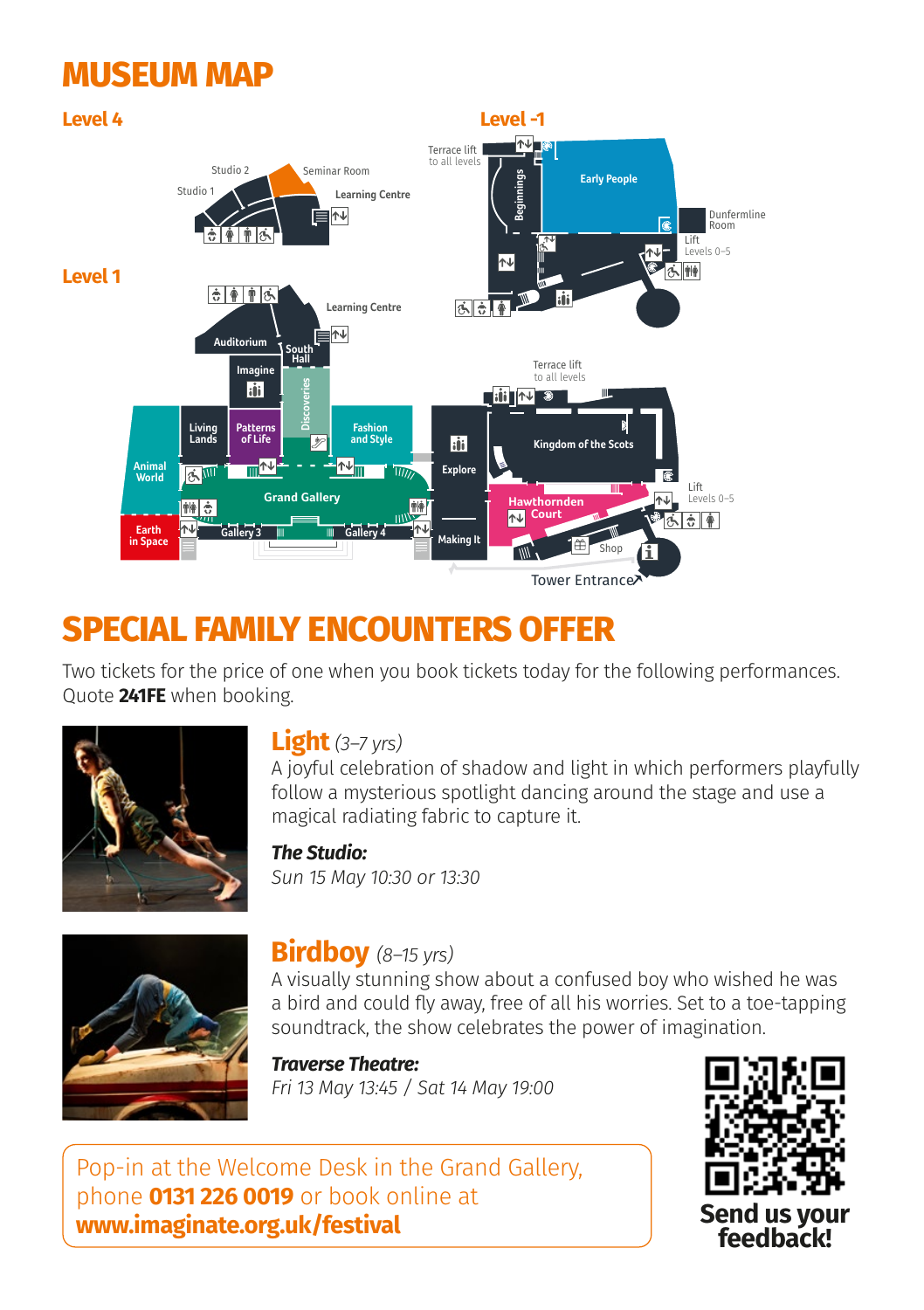# MUSEUM MAP

## Level 4

Studio 2
Studio 1
Seminar Room
Learning Centre

## Level -1

Terrace lift to all levels
Beginnings
Early People
Dunfermline Room
Lift Levels 0–5

## Level 1

Learning Centre
Auditorium
South Hall
Imagine
Discoveries
Living Lands
Patterns of Life
Fashion and Style
Animal World
Grand Gallery
Earth in Space
Gallery 3
Gallery 4
Explore
Making It
Terrace lift to all levels
Kingdom of the Scots
Lift Levels 0–5
Hawthornden Court
Shop
Tower Entrance

# SPECIAL FAMILY ENCOUNTERS OFFER

Two tickets for the price of one when you book tickets today for the following performances. Quote **241FE** when booking.

## Light *(3–7 yrs)*

A joyful celebration of shadow and light in which performers playfully follow a mysterious spotlight dancing around the stage and use a magical radiating fabric to capture it.

***The Studio:***
*Sun 15 May 10:30 or 13:30*

## Birdboy *(8–15 yrs)*

A visually stunning show about a confused boy who wished he was a bird and could fly away, free of all his worries. Set to a toe-tapping soundtrack, the show celebrates the power of imagination.

***Traverse Theatre:***
*Fri 13 May 13:45 / Sat 14 May 19:00*

Pop-in at the Welcome Desk in the Grand Gallery, phone **0131 226 0019** or book online at **www.imaginate.org.uk/festival**

**Send us your feedback!**